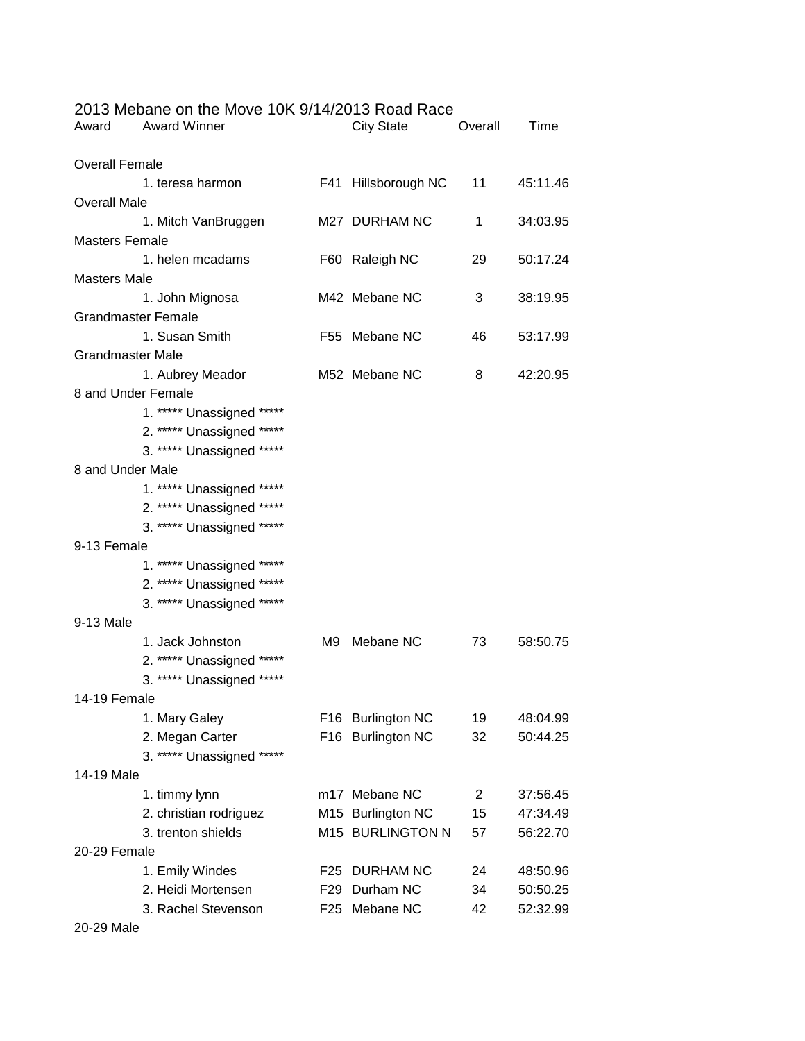# 2013 Mebane on the Move 10K 9/14/2013 Road Race

| Award | Award Winner | | City State | Overall | Time |
|---|---|---|---|---|---|
| Overall Female | | | | | |
| | 1. teresa harmon | F41 | Hillsborough NC | 11 | 45:11.46 |
| Overall Male | | | | | |
| | 1. Mitch VanBruggen | M27 | DURHAM NC | 1 | 34:03.95 |
| Masters Female | | | | | |
| | 1. helen mcadams | F60 | Raleigh NC | 29 | 50:17.24 |
| Masters Male | | | | | |
| | 1. John Mignosa | M42 | Mebane NC | 3 | 38:19.95 |
| Grandmaster Female | | | | | |
| | 1. Susan Smith | F55 | Mebane NC | 46 | 53:17.99 |
| Grandmaster Male | | | | | |
| | 1. Aubrey Meador | M52 | Mebane NC | 8 | 42:20.95 |
| 8 and Under Female | | | | | |
| | 1. ***** Unassigned ***** | | | | |
| | 2. ***** Unassigned ***** | | | | |
| | 3. ***** Unassigned ***** | | | | |
| 8 and Under Male | | | | | |
| | 1. ***** Unassigned ***** | | | | |
| | 2. ***** Unassigned ***** | | | | |
| | 3. ***** Unassigned ***** | | | | |
| 9-13 Female | | | | | |
| | 1. ***** Unassigned ***** | | | | |
| | 2. ***** Unassigned ***** | | | | |
| | 3. ***** Unassigned ***** | | | | |
| 9-13 Male | | | | | |
| | 1. Jack Johnston | M9 | Mebane NC | 73 | 58:50.75 |
| | 2. ***** Unassigned ***** | | | | |
| | 3. ***** Unassigned ***** | | | | |
| 14-19 Female | | | | | |
| | 1. Mary Galey | F16 | Burlington NC | 19 | 48:04.99 |
| | 2. Megan Carter | F16 | Burlington NC | 32 | 50:44.25 |
| | 3. ***** Unassigned ***** | | | | |
| 14-19 Male | | | | | |
| | 1. timmy lynn | m17 | Mebane NC | 2 | 37:56.45 |
| | 2. christian rodriguez | M15 | Burlington NC | 15 | 47:34.49 |
| | 3. trenton shields | M15 | BURLINGTON N | 57 | 56:22.70 |
| 20-29 Female | | | | | |
| | 1. Emily Windes | F25 | DURHAM NC | 24 | 48:50.96 |
| | 2. Heidi Mortensen | F29 | Durham NC | 34 | 50:50.25 |
| | 3. Rachel Stevenson | F25 | Mebane NC | 42 | 52:32.99 |
| 20-29 Male | | | | | |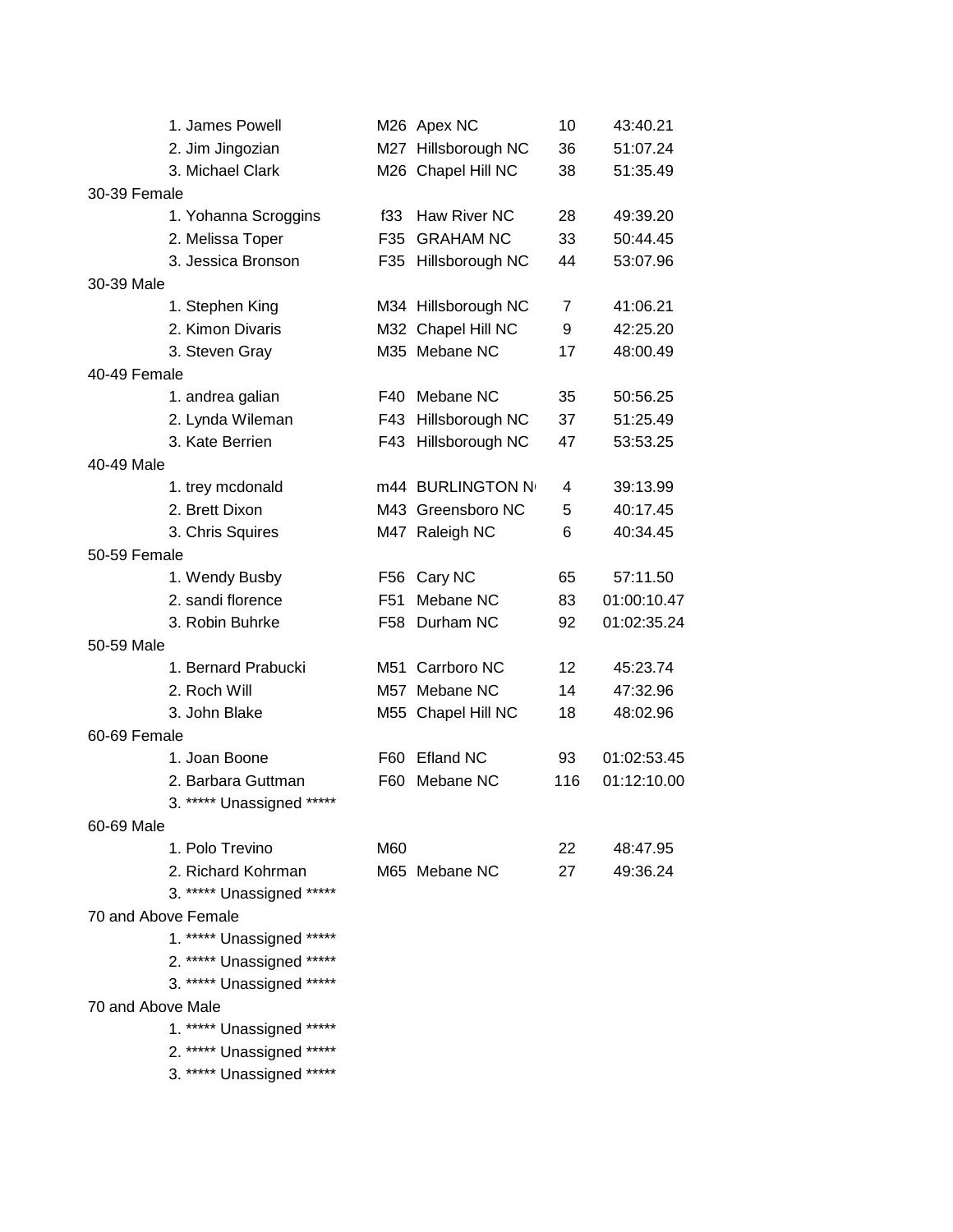| | | | | |
|---|---|---|---|---|
| 1. James Powell | M26 | Apex NC | 10 | 43:40.21 |
| 2. Jim Jingozian | M27 | Hillsborough NC | 36 | 51:07.24 |
| 3. Michael Clark | M26 | Chapel Hill NC | 38 | 51:35.49 |
| **30-39 Female** | | | | |
| 1. Yohanna Scroggins | f33 | Haw River NC | 28 | 49:39.20 |
| 2. Melissa Toper | F35 | GRAHAM NC | 33 | 50:44.45 |
| 3. Jessica Bronson | F35 | Hillsborough NC | 44 | 53:07.96 |
| **30-39 Male** | | | | |
| 1. Stephen King | M34 | Hillsborough NC | 7 | 41:06.21 |
| 2. Kimon Divaris | M32 | Chapel Hill NC | 9 | 42:25.20 |
| 3. Steven Gray | M35 | Mebane NC | 17 | 48:00.49 |
| **40-49 Female** | | | | |
| 1. andrea galian | F40 | Mebane NC | 35 | 50:56.25 |
| 2. Lynda Wileman | F43 | Hillsborough NC | 37 | 51:25.49 |
| 3. Kate Berrien | F43 | Hillsborough NC | 47 | 53:53.25 |
| **40-49 Male** | | | | |
| 1. trey mcdonald | m44 | BURLINGTON N | 4 | 39:13.99 |
| 2. Brett Dixon | M43 | Greensboro NC | 5 | 40:17.45 |
| 3. Chris Squires | M47 | Raleigh NC | 6 | 40:34.45 |
| **50-59 Female** | | | | |
| 1. Wendy Busby | F56 | Cary NC | 65 | 57:11.50 |
| 2. sandi florence | F51 | Mebane NC | 83 | 01:00:10.47 |
| 3. Robin Buhrke | F58 | Durham NC | 92 | 01:02:35.24 |
| **50-59 Male** | | | | |
| 1. Bernard Prabucki | M51 | Carrboro NC | 12 | 45:23.74 |
| 2. Roch Will | M57 | Mebane NC | 14 | 47:32.96 |
| 3. John Blake | M55 | Chapel Hill NC | 18 | 48:02.96 |
| **60-69 Female** | | | | |
| 1. Joan Boone | F60 | Efland NC | 93 | 01:02:53.45 |
| 2. Barbara Guttman | F60 | Mebane NC | 116 | 01:12:10.00 |
| 3. ***** Unassigned ***** | | | | |
| **60-69 Male** | | | | |
| 1. Polo Trevino | M60 | | 22 | 48:47.95 |
| 2. Richard Kohrman | M65 | Mebane NC | 27 | 49:36.24 |
| 3. ***** Unassigned ***** | | | | |
| **70 and Above Female** | | | | |
| 1. ***** Unassigned ***** | | | | |
| 2. ***** Unassigned ***** | | | | |
| 3. ***** Unassigned ***** | | | | |
| **70 and Above Male** | | | | |
| 1. ***** Unassigned ***** | | | | |
| 2. ***** Unassigned ***** | | | | |
| 3. ***** Unassigned ***** | | | | |